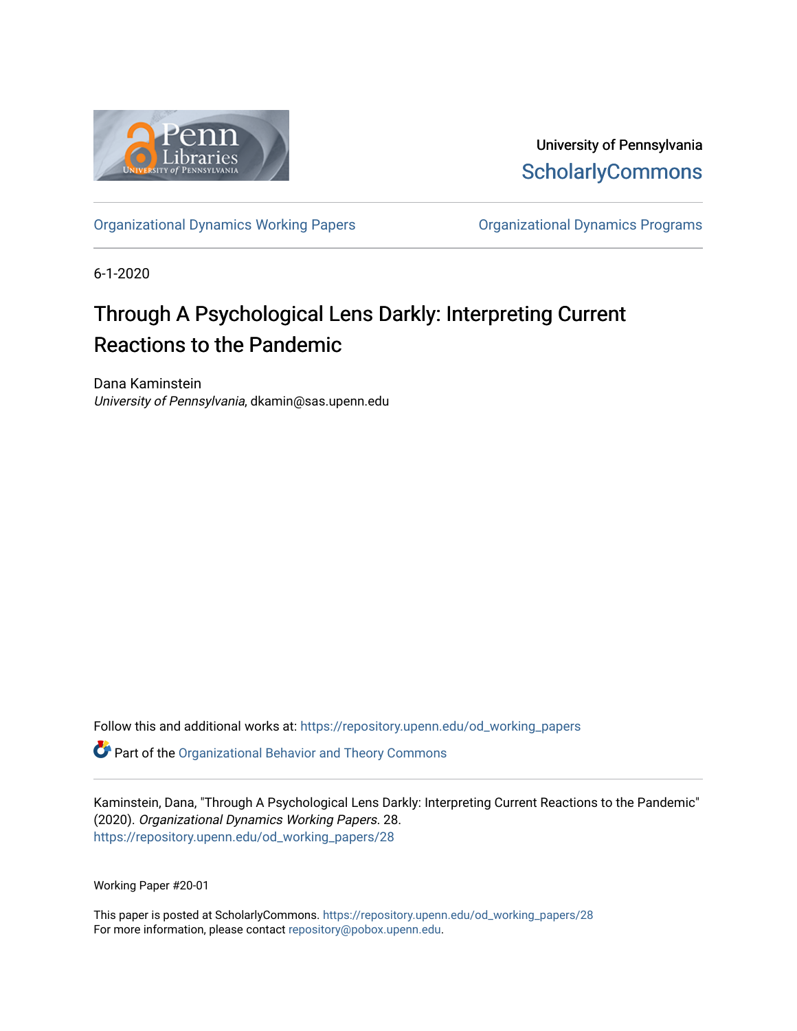University of Pennsylvania
ScholarlyCommons

Organizational Dynamics Working Papers | Organizational Dynamics Programs

6-1-2020

# Through A Psychological Lens Darkly: Interpreting Current Reactions to the Pandemic

Dana Kaminstein
*University of Pennsylvania*, dkamin@sas.upenn.edu

Follow this and additional works at: https://repository.upenn.edu/od_working_papers

Part of the Organizational Behavior and Theory Commons

Kaminstein, Dana, "Through A Psychological Lens Darkly: Interpreting Current Reactions to the Pandemic" (2020). *Organizational Dynamics Working Papers*. 28.
https://repository.upenn.edu/od_working_papers/28

Working Paper #20-01

This paper is posted at ScholarlyCommons. https://repository.upenn.edu/od_working_papers/28
For more information, please contact repository@pobox.upenn.edu.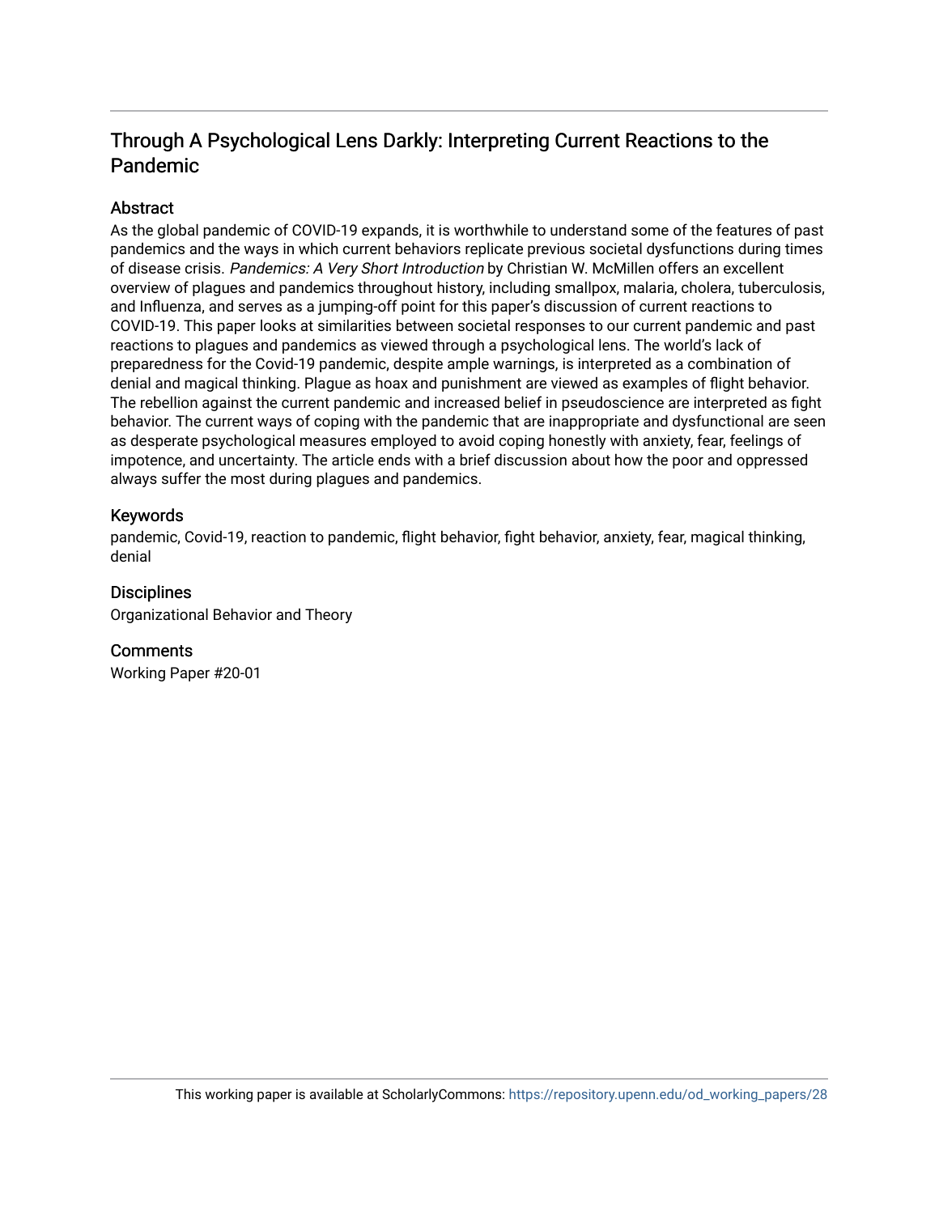# Through A Psychological Lens Darkly: Interpreting Current Reactions to the Pandemic

## Abstract

As the global pandemic of COVID-19 expands, it is worthwhile to understand some of the features of past pandemics and the ways in which current behaviors replicate previous societal dysfunctions during times of disease crisis. *Pandemics: A Very Short Introduction* by Christian W. McMillen offers an excellent overview of plagues and pandemics throughout history, including smallpox, malaria, cholera, tuberculosis, and Influenza, and serves as a jumping-off point for this paper's discussion of current reactions to COVID-19. This paper looks at similarities between societal responses to our current pandemic and past reactions to plagues and pandemics as viewed through a psychological lens. The world's lack of preparedness for the Covid-19 pandemic, despite ample warnings, is interpreted as a combination of denial and magical thinking. Plague as hoax and punishment are viewed as examples of flight behavior. The rebellion against the current pandemic and increased belief in pseudoscience are interpreted as fight behavior. The current ways of coping with the pandemic that are inappropriate and dysfunctional are seen as desperate psychological measures employed to avoid coping honestly with anxiety, fear, feelings of impotence, and uncertainty. The article ends with a brief discussion about how the poor and oppressed always suffer the most during plagues and pandemics.

## Keywords

pandemic, Covid-19, reaction to pandemic, flight behavior, fight behavior, anxiety, fear, magical thinking, denial

## Disciplines

Organizational Behavior and Theory

## Comments

Working Paper #20-01

This working paper is available at ScholarlyCommons: https://repository.upenn.edu/od_working_papers/28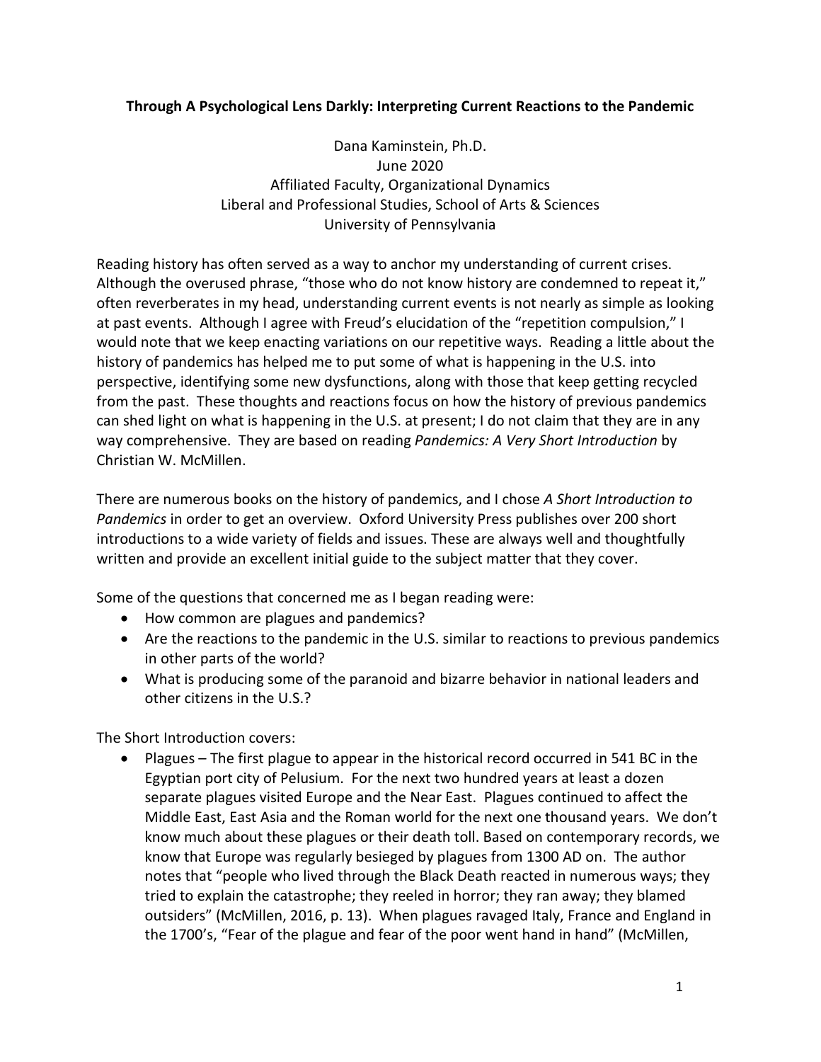**Through A Psychological Lens Darkly: Interpreting Current Reactions to the Pandemic**

Dana Kaminstein, Ph.D.
June 2020
Affiliated Faculty, Organizational Dynamics
Liberal and Professional Studies, School of Arts & Sciences
University of Pennsylvania

Reading history has often served as a way to anchor my understanding of current crises. Although the overused phrase, "those who do not know history are condemned to repeat it," often reverberates in my head, understanding current events is not nearly as simple as looking at past events. Although I agree with Freud's elucidation of the "repetition compulsion," I would note that we keep enacting variations on our repetitive ways. Reading a little about the history of pandemics has helped me to put some of what is happening in the U.S. into perspective, identifying some new dysfunctions, along with those that keep getting recycled from the past. These thoughts and reactions focus on how the history of previous pandemics can shed light on what is happening in the U.S. at present; I do not claim that they are in any way comprehensive. They are based on reading *Pandemics: A Very Short Introduction* by Christian W. McMillen.

There are numerous books on the history of pandemics, and I chose *A Short Introduction to Pandemics* in order to get an overview. Oxford University Press publishes over 200 short introductions to a wide variety of fields and issues. These are always well and thoughtfully written and provide an excellent initial guide to the subject matter that they cover.

Some of the questions that concerned me as I began reading were:

- How common are plagues and pandemics?
- Are the reactions to the pandemic in the U.S. similar to reactions to previous pandemics in other parts of the world?
- What is producing some of the paranoid and bizarre behavior in national leaders and other citizens in the U.S.?

The Short Introduction covers:

- Plagues – The first plague to appear in the historical record occurred in 541 BC in the Egyptian port city of Pelusium. For the next two hundred years at least a dozen separate plagues visited Europe and the Near East. Plagues continued to affect the Middle East, East Asia and the Roman world for the next one thousand years. We don't know much about these plagues or their death toll. Based on contemporary records, we know that Europe was regularly besieged by plagues from 1300 AD on. The author notes that "people who lived through the Black Death reacted in numerous ways; they tried to explain the catastrophe; they reeled in horror; they ran away; they blamed outsiders" (McMillen, 2016, p. 13). When plagues ravaged Italy, France and England in the 1700's, "Fear of the plague and fear of the poor went hand in hand" (McMillen,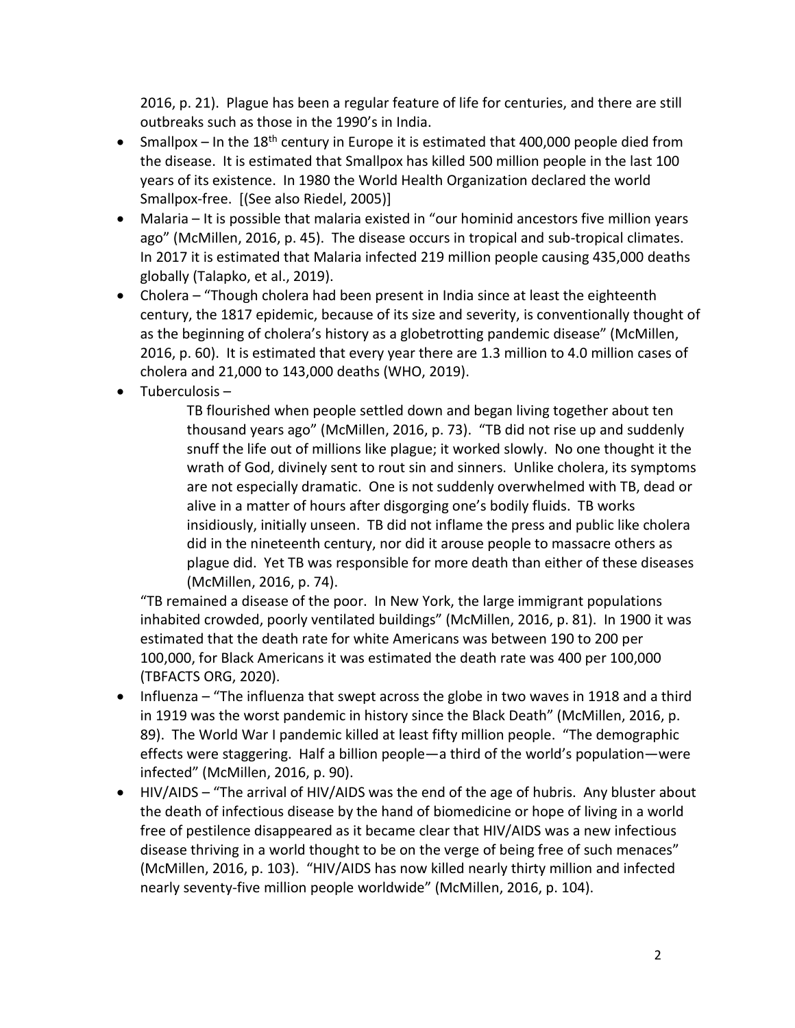2016, p. 21). Plague has been a regular feature of life for centuries, and there are still outbreaks such as those in the 1990's in India.

- Smallpox – In the 18th century in Europe it is estimated that 400,000 people died from the disease. It is estimated that Smallpox has killed 500 million people in the last 100 years of its existence. In 1980 the World Health Organization declared the world Smallpox-free. [(See also Riedel, 2005)]
- Malaria – It is possible that malaria existed in "our hominid ancestors five million years ago" (McMillen, 2016, p. 45). The disease occurs in tropical and sub-tropical climates. In 2017 it is estimated that Malaria infected 219 million people causing 435,000 deaths globally (Talapko, et al., 2019).
- Cholera – "Though cholera had been present in India since at least the eighteenth century, the 1817 epidemic, because of its size and severity, is conventionally thought of as the beginning of cholera's history as a globetrotting pandemic disease" (McMillen, 2016, p. 60). It is estimated that every year there are 1.3 million to 4.0 million cases of cholera and 21,000 to 143,000 deaths (WHO, 2019).
- Tuberculosis –

  > TB flourished when people settled down and began living together about ten thousand years ago" (McMillen, 2016, p. 73). "TB did not rise up and suddenly snuff the life out of millions like plague; it worked slowly. No one thought it the wrath of God, divinely sent to rout sin and sinners. Unlike cholera, its symptoms are not especially dramatic. One is not suddenly overwhelmed with TB, dead or alive in a matter of hours after disgorging one's bodily fluids. TB works insidiously, initially unseen. TB did not inflame the press and public like cholera did in the nineteenth century, nor did it arouse people to massacre others as plague did. Yet TB was responsible for more death than either of these diseases (McMillen, 2016, p. 74).

  "TB remained a disease of the poor. In New York, the large immigrant populations inhabited crowded, poorly ventilated buildings" (McMillen, 2016, p. 81). In 1900 it was estimated that the death rate for white Americans was between 190 to 200 per 100,000, for Black Americans it was estimated the death rate was 400 per 100,000 (TBFACTS ORG, 2020).
- Influenza – "The influenza that swept across the globe in two waves in 1918 and a third in 1919 was the worst pandemic in history since the Black Death" (McMillen, 2016, p. 89). The World War I pandemic killed at least fifty million people. "The demographic effects were staggering. Half a billion people—a third of the world's population—were infected" (McMillen, 2016, p. 90).
- HIV/AIDS – "The arrival of HIV/AIDS was the end of the age of hubris. Any bluster about the death of infectious disease by the hand of biomedicine or hope of living in a world free of pestilence disappeared as it became clear that HIV/AIDS was a new infectious disease thriving in a world thought to be on the verge of being free of such menaces" (McMillen, 2016, p. 103). "HIV/AIDS has now killed nearly thirty million and infected nearly seventy-five million people worldwide" (McMillen, 2016, p. 104).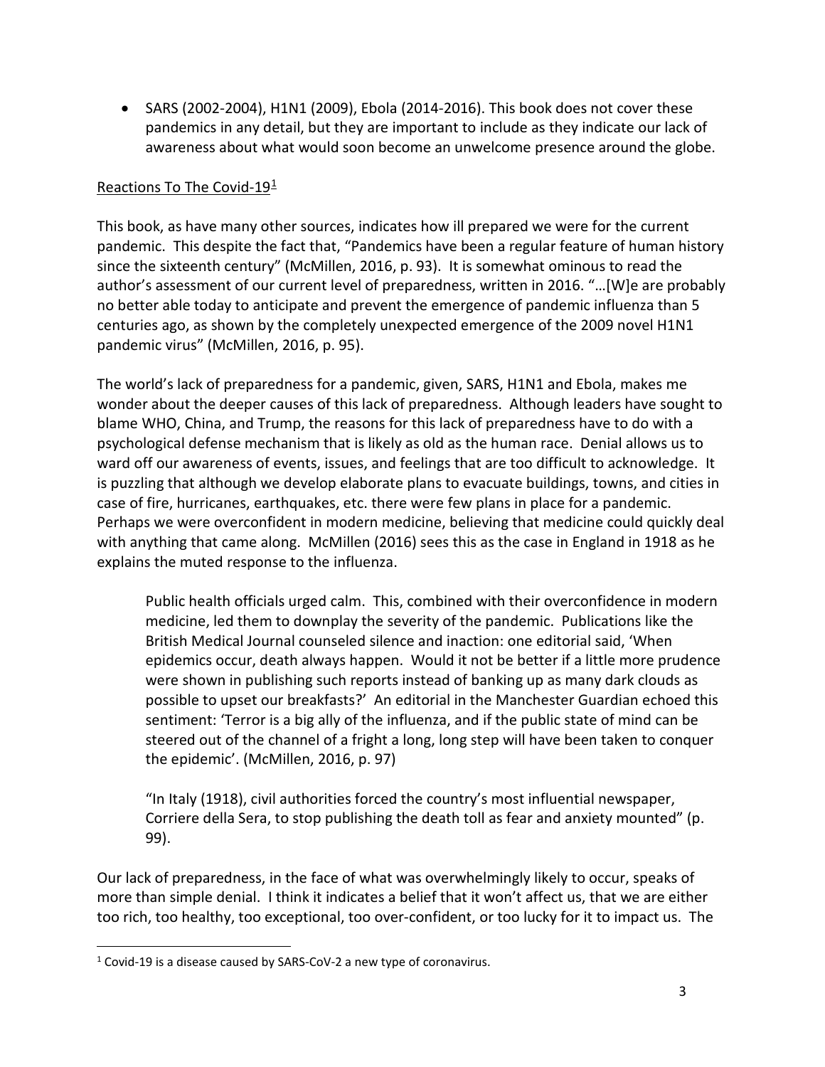- SARS (2002-2004), H1N1 (2009), Ebola (2014-2016). This book does not cover these pandemics in any detail, but they are important to include as they indicate our lack of awareness about what would soon become an unwelcome presence around the globe.

## Reactions To The Covid-19[1]

This book, as have many other sources, indicates how ill prepared we were for the current pandemic. This despite the fact that, "Pandemics have been a regular feature of human history since the sixteenth century" (McMillen, 2016, p. 93). It is somewhat ominous to read the author's assessment of our current level of preparedness, written in 2016. "…[W]e are probably no better able today to anticipate and prevent the emergence of pandemic influenza than 5 centuries ago, as shown by the completely unexpected emergence of the 2009 novel H1N1 pandemic virus" (McMillen, 2016, p. 95).

The world's lack of preparedness for a pandemic, given, SARS, H1N1 and Ebola, makes me wonder about the deeper causes of this lack of preparedness. Although leaders have sought to blame WHO, China, and Trump, the reasons for this lack of preparedness have to do with a psychological defense mechanism that is likely as old as the human race. Denial allows us to ward off our awareness of events, issues, and feelings that are too difficult to acknowledge. It is puzzling that although we develop elaborate plans to evacuate buildings, towns, and cities in case of fire, hurricanes, earthquakes, etc. there were few plans in place for a pandemic. Perhaps we were overconfident in modern medicine, believing that medicine could quickly deal with anything that came along. McMillen (2016) sees this as the case in England in 1918 as he explains the muted response to the influenza.

> Public health officials urged calm. This, combined with their overconfidence in modern medicine, led them to downplay the severity of the pandemic. Publications like the British Medical Journal counseled silence and inaction: one editorial said, 'When epidemics occur, death always happen. Would it not be better if a little more prudence were shown in publishing such reports instead of banking up as many dark clouds as possible to upset our breakfasts?' An editorial in the Manchester Guardian echoed this sentiment: 'Terror is a big ally of the influenza, and if the public state of mind can be steered out of the channel of a fright a long, long step will have been taken to conquer the epidemic'. (McMillen, 2016, p. 97)
>
> "In Italy (1918), civil authorities forced the country's most influential newspaper, Corriere della Sera, to stop publishing the death toll as fear and anxiety mounted" (p. 99).

Our lack of preparedness, in the face of what was overwhelmingly likely to occur, speaks of more than simple denial. I think it indicates a belief that it won't affect us, that we are either too rich, too healthy, too exceptional, too over-confident, or too lucky for it to impact us. The

[1] Covid-19 is a disease caused by SARS-CoV-2 a new type of coronavirus.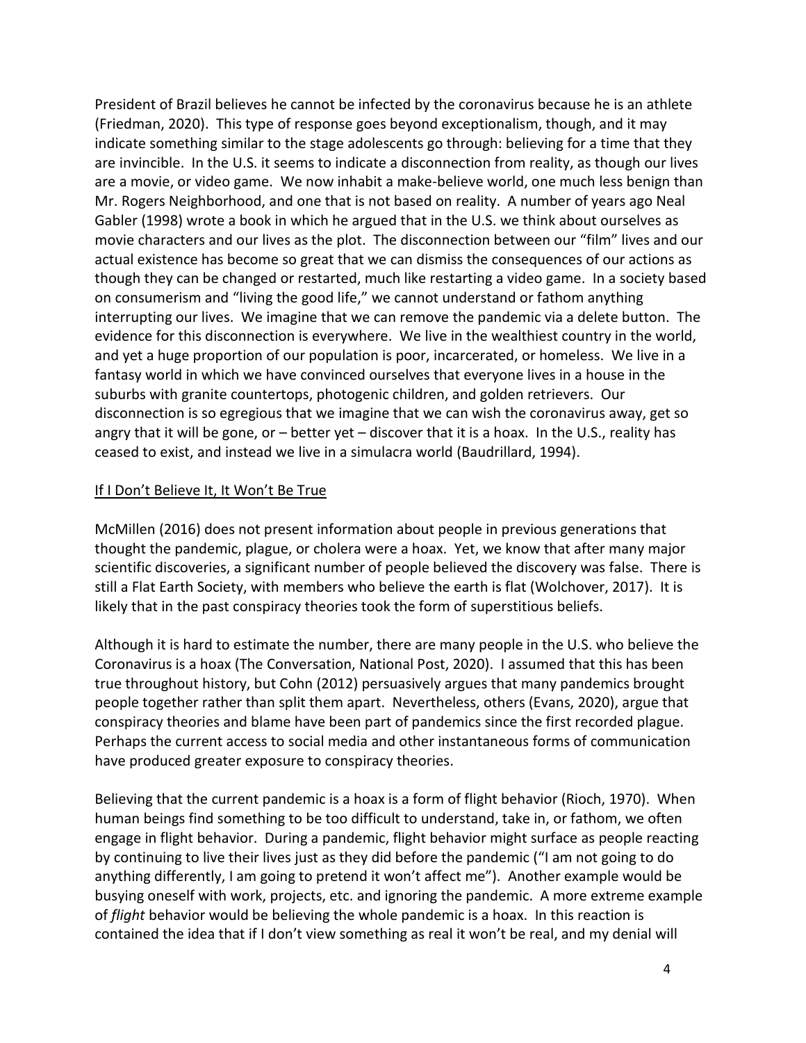President of Brazil believes he cannot be infected by the coronavirus because he is an athlete (Friedman, 2020). This type of response goes beyond exceptionalism, though, and it may indicate something similar to the stage adolescents go through: believing for a time that they are invincible. In the U.S. it seems to indicate a disconnection from reality, as though our lives are a movie, or video game. We now inhabit a make-believe world, one much less benign than Mr. Rogers Neighborhood, and one that is not based on reality. A number of years ago Neal Gabler (1998) wrote a book in which he argued that in the U.S. we think about ourselves as movie characters and our lives as the plot. The disconnection between our "film" lives and our actual existence has become so great that we can dismiss the consequences of our actions as though they can be changed or restarted, much like restarting a video game. In a society based on consumerism and "living the good life," we cannot understand or fathom anything interrupting our lives. We imagine that we can remove the pandemic via a delete button. The evidence for this disconnection is everywhere. We live in the wealthiest country in the world, and yet a huge proportion of our population is poor, incarcerated, or homeless. We live in a fantasy world in which we have convinced ourselves that everyone lives in a house in the suburbs with granite countertops, photogenic children, and golden retrievers. Our disconnection is so egregious that we imagine that we can wish the coronavirus away, get so angry that it will be gone, or – better yet – discover that it is a hoax. In the U.S., reality has ceased to exist, and instead we live in a simulacra world (Baudrillard, 1994).

## If I Don't Believe It, It Won't Be True

McMillen (2016) does not present information about people in previous generations that thought the pandemic, plague, or cholera were a hoax. Yet, we know that after many major scientific discoveries, a significant number of people believed the discovery was false. There is still a Flat Earth Society, with members who believe the earth is flat (Wolchover, 2017). It is likely that in the past conspiracy theories took the form of superstitious beliefs.

Although it is hard to estimate the number, there are many people in the U.S. who believe the Coronavirus is a hoax (The Conversation, National Post, 2020). I assumed that this has been true throughout history, but Cohn (2012) persuasively argues that many pandemics brought people together rather than split them apart. Nevertheless, others (Evans, 2020), argue that conspiracy theories and blame have been part of pandemics since the first recorded plague. Perhaps the current access to social media and other instantaneous forms of communication have produced greater exposure to conspiracy theories.

Believing that the current pandemic is a hoax is a form of flight behavior (Rioch, 1970). When human beings find something to be too difficult to understand, take in, or fathom, we often engage in flight behavior. During a pandemic, flight behavior might surface as people reacting by continuing to live their lives just as they did before the pandemic ("I am not going to do anything differently, I am going to pretend it won't affect me"). Another example would be busying oneself with work, projects, etc. and ignoring the pandemic. A more extreme example of *flight* behavior would be believing the whole pandemic is a hoax. In this reaction is contained the idea that if I don't view something as real it won't be real, and my denial will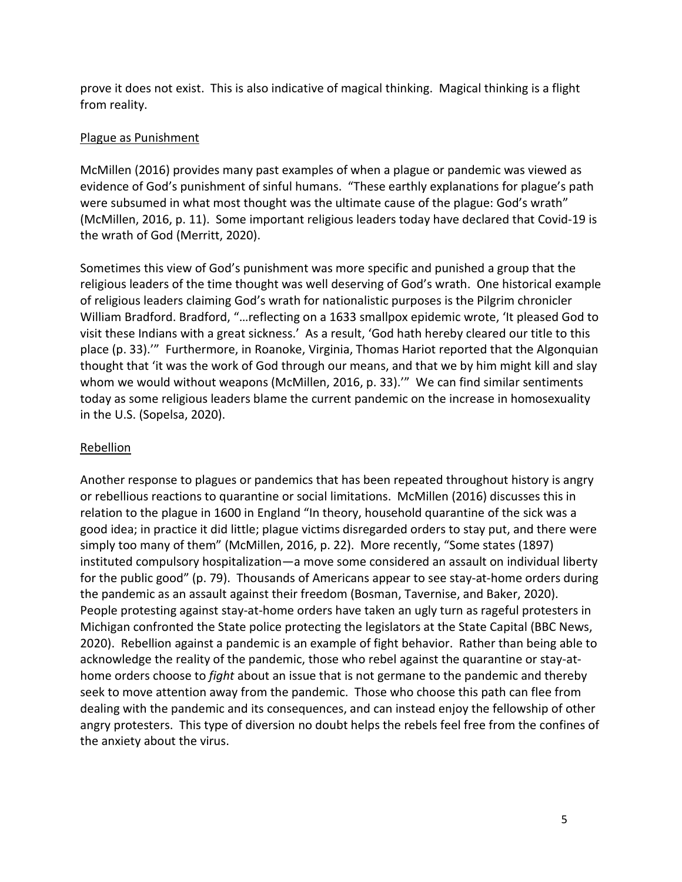prove it does not exist. This is also indicative of magical thinking. Magical thinking is a flight from reality.

## Plague as Punishment

McMillen (2016) provides many past examples of when a plague or pandemic was viewed as evidence of God's punishment of sinful humans. "These earthly explanations for plague's path were subsumed in what most thought was the ultimate cause of the plague: God's wrath" (McMillen, 2016, p. 11). Some important religious leaders today have declared that Covid-19 is the wrath of God (Merritt, 2020).

Sometimes this view of God's punishment was more specific and punished a group that the religious leaders of the time thought was well deserving of God's wrath. One historical example of religious leaders claiming God's wrath for nationalistic purposes is the Pilgrim chronicler William Bradford. Bradford, "…reflecting on a 1633 smallpox epidemic wrote, 'It pleased God to visit these Indians with a great sickness.' As a result, 'God hath hereby cleared our title to this place (p. 33).'" Furthermore, in Roanoke, Virginia, Thomas Hariot reported that the Algonquian thought that 'it was the work of God through our means, and that we by him might kill and slay whom we would without weapons (McMillen, 2016, p. 33).'" We can find similar sentiments today as some religious leaders blame the current pandemic on the increase in homosexuality in the U.S. (Sopelsa, 2020).

## Rebellion

Another response to plagues or pandemics that has been repeated throughout history is angry or rebellious reactions to quarantine or social limitations. McMillen (2016) discusses this in relation to the plague in 1600 in England "In theory, household quarantine of the sick was a good idea; in practice it did little; plague victims disregarded orders to stay put, and there were simply too many of them" (McMillen, 2016, p. 22). More recently, "Some states (1897) instituted compulsory hospitalization—a move some considered an assault on individual liberty for the public good" (p. 79). Thousands of Americans appear to see stay-at-home orders during the pandemic as an assault against their freedom (Bosman, Tavernise, and Baker, 2020). People protesting against stay-at-home orders have taken an ugly turn as rageful protesters in Michigan confronted the State police protecting the legislators at the State Capital (BBC News, 2020). Rebellion against a pandemic is an example of fight behavior. Rather than being able to acknowledge the reality of the pandemic, those who rebel against the quarantine or stay-at-home orders choose to *fight* about an issue that is not germane to the pandemic and thereby seek to move attention away from the pandemic. Those who choose this path can flee from dealing with the pandemic and its consequences, and can instead enjoy the fellowship of other angry protesters. This type of diversion no doubt helps the rebels feel free from the confines of the anxiety about the virus.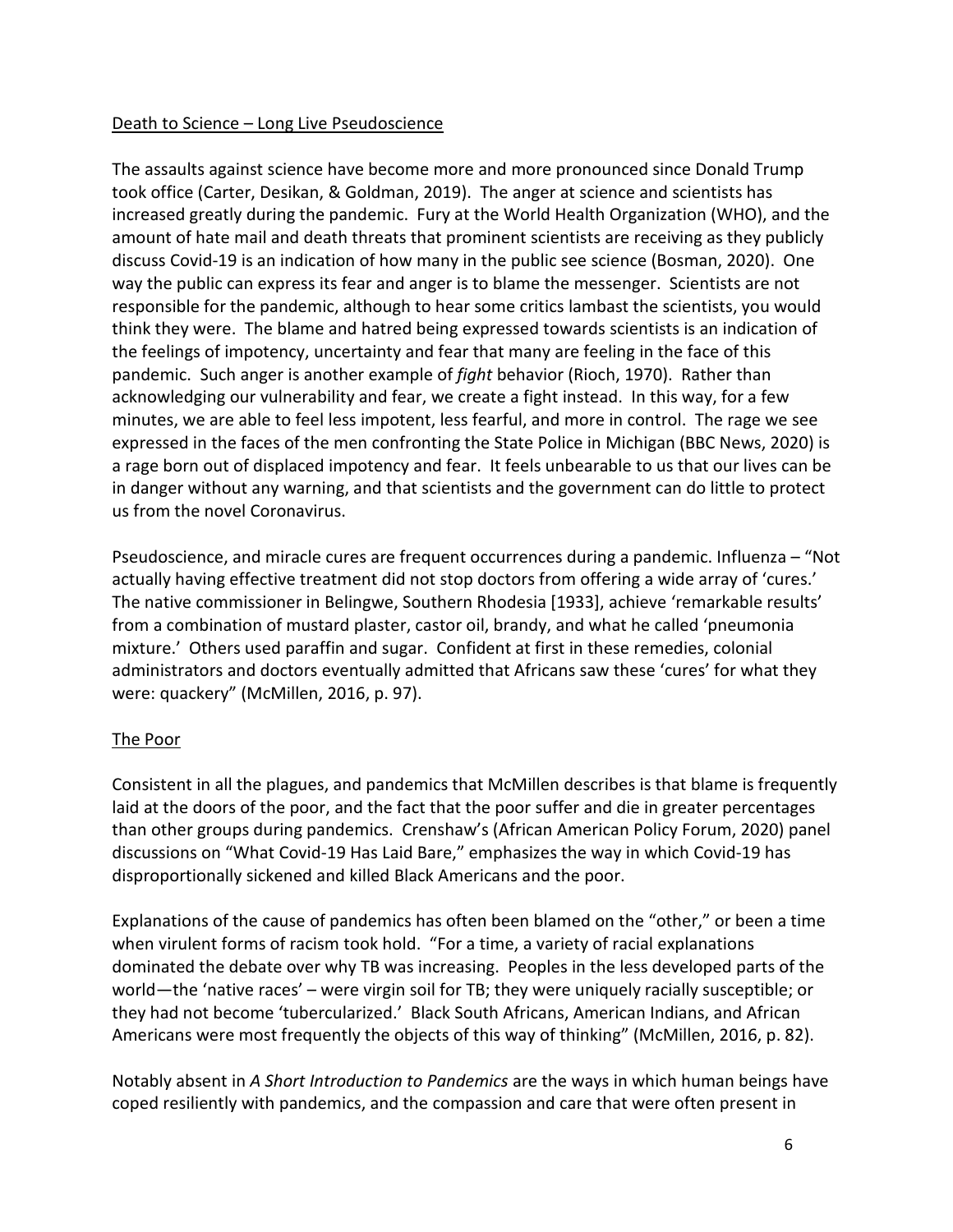Death to Science – Long Live Pseudoscience

The assaults against science have become more and more pronounced since Donald Trump took office (Carter, Desikan, & Goldman, 2019). The anger at science and scientists has increased greatly during the pandemic. Fury at the World Health Organization (WHO), and the amount of hate mail and death threats that prominent scientists are receiving as they publicly discuss Covid-19 is an indication of how many in the public see science (Bosman, 2020). One way the public can express its fear and anger is to blame the messenger. Scientists are not responsible for the pandemic, although to hear some critics lambast the scientists, you would think they were. The blame and hatred being expressed towards scientists is an indication of the feelings of impotency, uncertainty and fear that many are feeling in the face of this pandemic. Such anger is another example of *fight* behavior (Rioch, 1970). Rather than acknowledging our vulnerability and fear, we create a fight instead. In this way, for a few minutes, we are able to feel less impotent, less fearful, and more in control. The rage we see expressed in the faces of the men confronting the State Police in Michigan (BBC News, 2020) is a rage born out of displaced impotency and fear. It feels unbearable to us that our lives can be in danger without any warning, and that scientists and the government can do little to protect us from the novel Coronavirus.

Pseudoscience, and miracle cures are frequent occurrences during a pandemic. Influenza – "Not actually having effective treatment did not stop doctors from offering a wide array of 'cures.' The native commissioner in Belingwe, Southern Rhodesia [1933], achieve 'remarkable results' from a combination of mustard plaster, castor oil, brandy, and what he called 'pneumonia mixture.' Others used paraffin and sugar. Confident at first in these remedies, colonial administrators and doctors eventually admitted that Africans saw these 'cures' for what they were: quackery" (McMillen, 2016, p. 97).

The Poor

Consistent in all the plagues, and pandemics that McMillen describes is that blame is frequently laid at the doors of the poor, and the fact that the poor suffer and die in greater percentages than other groups during pandemics. Crenshaw's (African American Policy Forum, 2020) panel discussions on "What Covid-19 Has Laid Bare," emphasizes the way in which Covid-19 has disproportionally sickened and killed Black Americans and the poor.

Explanations of the cause of pandemics has often been blamed on the "other," or been a time when virulent forms of racism took hold. "For a time, a variety of racial explanations dominated the debate over why TB was increasing. Peoples in the less developed parts of the world—the 'native races' – were virgin soil for TB; they were uniquely racially susceptible; or they had not become 'tubercularized.' Black South Africans, American Indians, and African Americans were most frequently the objects of this way of thinking" (McMillen, 2016, p. 82).

Notably absent in *A Short Introduction to Pandemics* are the ways in which human beings have coped resiliently with pandemics, and the compassion and care that were often present in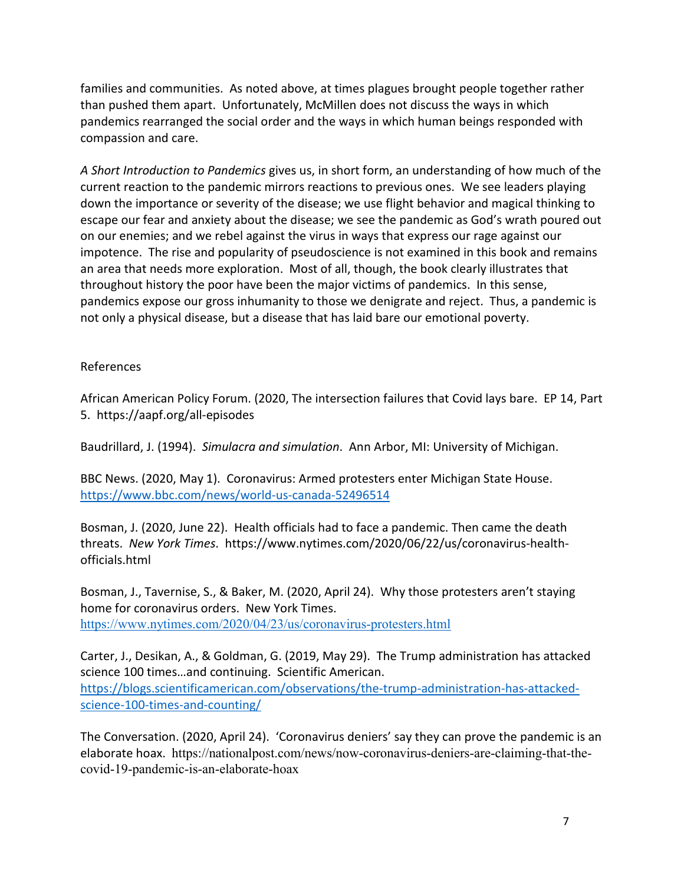families and communities. As noted above, at times plagues brought people together rather than pushed them apart. Unfortunately, McMillen does not discuss the ways in which pandemics rearranged the social order and the ways in which human beings responded with compassion and care.

*A Short Introduction to Pandemics* gives us, in short form, an understanding of how much of the current reaction to the pandemic mirrors reactions to previous ones. We see leaders playing down the importance or severity of the disease; we use flight behavior and magical thinking to escape our fear and anxiety about the disease; we see the pandemic as God's wrath poured out on our enemies; and we rebel against the virus in ways that express our rage against our impotence. The rise and popularity of pseudoscience is not examined in this book and remains an area that needs more exploration. Most of all, though, the book clearly illustrates that throughout history the poor have been the major victims of pandemics. In this sense, pandemics expose our gross inhumanity to those we denigrate and reject. Thus, a pandemic is not only a physical disease, but a disease that has laid bare our emotional poverty.

References

African American Policy Forum. (2020, The intersection failures that Covid lays bare. EP 14, Part 5. https://aapf.org/all-episodes

Baudrillard, J. (1994). *Simulacra and simulation*. Ann Arbor, MI: University of Michigan.

BBC News. (2020, May 1). Coronavirus: Armed protesters enter Michigan State House. https://www.bbc.com/news/world-us-canada-52496514

Bosman, J. (2020, June 22). Health officials had to face a pandemic. Then came the death threats. *New York Times*. https://www.nytimes.com/2020/06/22/us/coronavirus-health-officials.html

Bosman, J., Tavernise, S., & Baker, M. (2020, April 24). Why those protesters aren't staying home for coronavirus orders. New York Times. https://www.nytimes.com/2020/04/23/us/coronavirus-protesters.html

Carter, J., Desikan, A., & Goldman, G. (2019, May 29). The Trump administration has attacked science 100 times…and continuing. Scientific American. https://blogs.scientificamerican.com/observations/the-trump-administration-has-attacked-science-100-times-and-counting/

The Conversation. (2020, April 24). 'Coronavirus deniers' say they can prove the pandemic is an elaborate hoax. https://nationalpost.com/news/now-coronavirus-deniers-are-claiming-that-the-covid-19-pandemic-is-an-elaborate-hoax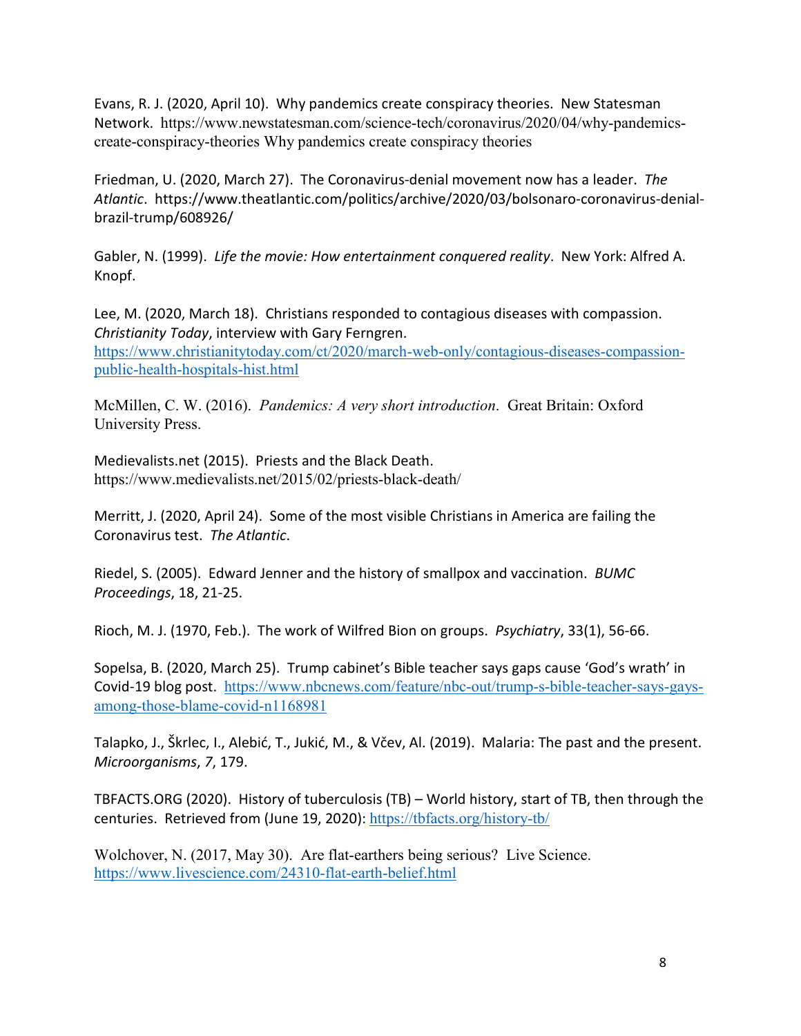Evans, R. J. (2020, April 10). Why pandemics create conspiracy theories. New Statesman Network. https://www.newstatesman.com/science-tech/coronavirus/2020/04/why-pandemics-create-conspiracy-theories Why pandemics create conspiracy theories

Friedman, U. (2020, March 27). The Coronavirus-denial movement now has a leader. *The Atlantic*. https://www.theatlantic.com/politics/archive/2020/03/bolsonaro-coronavirus-denial-brazil-trump/608926/

Gabler, N. (1999). *Life the movie: How entertainment conquered reality*. New York: Alfred A. Knopf.

Lee, M. (2020, March 18). Christians responded to contagious diseases with compassion. *Christianity Today*, interview with Gary Ferngren. https://www.christianitytoday.com/ct/2020/march-web-only/contagious-diseases-compassion-public-health-hospitals-hist.html

McMillen, C. W. (2016). *Pandemics: A very short introduction*. Great Britain: Oxford University Press.

Medievalists.net (2015). Priests and the Black Death. https://www.medievalists.net/2015/02/priests-black-death/

Merritt, J. (2020, April 24). Some of the most visible Christians in America are failing the Coronavirus test. *The Atlantic*.

Riedel, S. (2005). Edward Jenner and the history of smallpox and vaccination. *BUMC Proceedings*, 18, 21-25.

Rioch, M. J. (1970, Feb.). The work of Wilfred Bion on groups. *Psychiatry*, 33(1), 56-66.

Sopelsa, B. (2020, March 25). Trump cabinet's Bible teacher says gaps cause 'God's wrath' in Covid-19 blog post. https://www.nbcnews.com/feature/nbc-out/trump-s-bible-teacher-says-gays-among-those-blame-covid-n1168981

Talapko, J., Škrlec, I., Alebić, T., Jukić, M., & Včev, Al. (2019). Malaria: The past and the present. *Microorganisms*, *7*, 179.

TBFACTS.ORG (2020). History of tuberculosis (TB) – World history, start of TB, then through the centuries. Retrieved from (June 19, 2020): https://tbfacts.org/history-tb/

Wolchover, N. (2017, May 30). Are flat-earthers being serious? Live Science. https://www.livescience.com/24310-flat-earth-belief.html